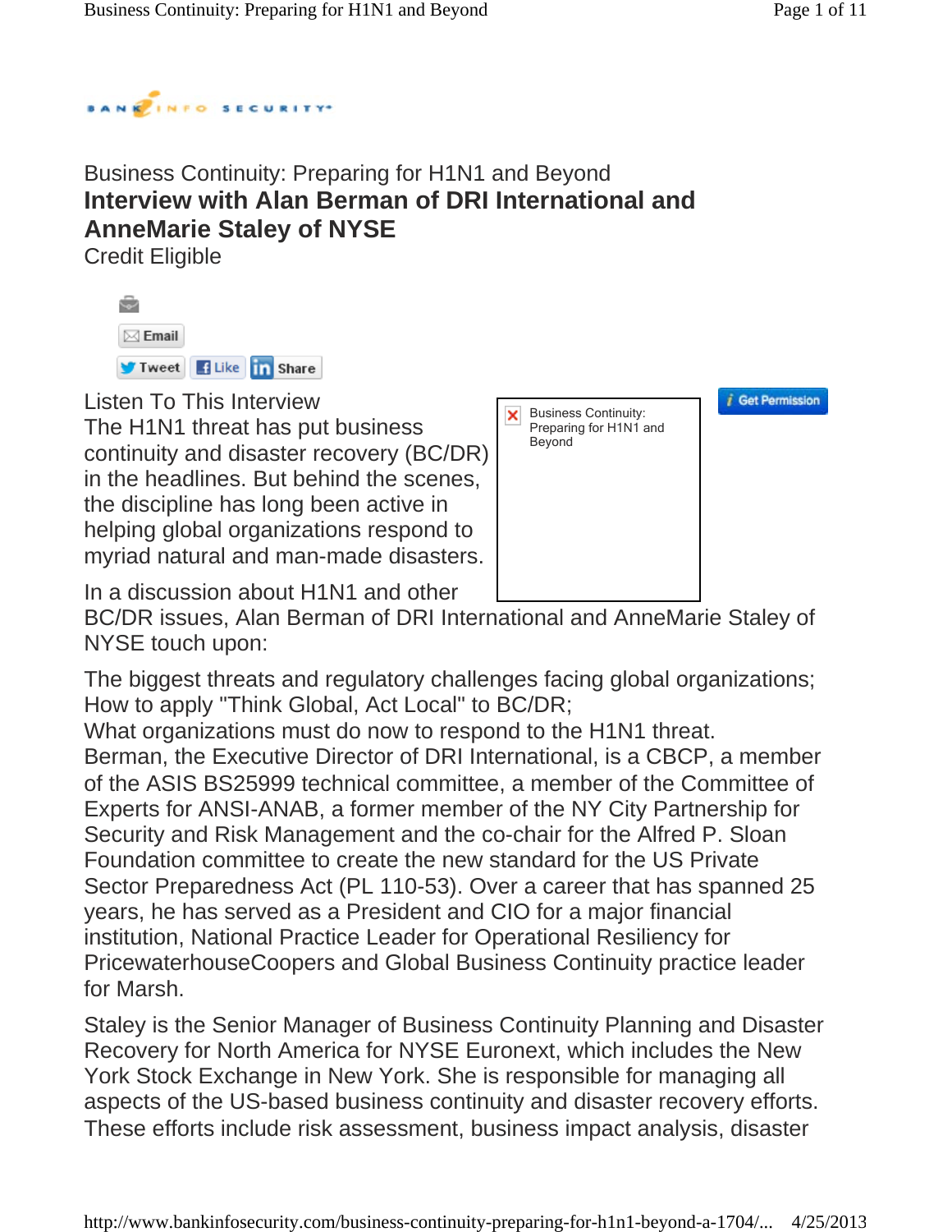Business Continuity: Preparing for H1N1 and Beyond

# Interview with Alan Berman of DRI International and AnneMarie Staley of NYSE

Credit Eligible

Email

Tweet Like Share

Listen To This Interview

Business Continuity: Preparing for H1N1 and Beyond

Get Permission

The H1N1 threat has put business continuity and disaster recovery (BC/DR) in the headlines. But behind the scenes, the discipline has long been active in helping global organizations respond to myriad natural and man-made disasters.

In a discussion about H1N1 and other BC/DR issues, Alan Berman of DRI International and AnneMarie Staley of NYSE touch upon:

The biggest threats and regulatory challenges facing global organizations;
How to apply "Think Global, Act Local" to BC/DR;
What organizations must do now to respond to the H1N1 threat.
Berman, the Executive Director of DRI International, is a CBCP, a member of the ASIS BS25999 technical committee, a member of the Committee of Experts for ANSI-ANAB, a former member of the NY City Partnership for Security and Risk Management and the co-chair for the Alfred P. Sloan Foundation committee to create the new standard for the US Private Sector Preparedness Act (PL 110-53). Over a career that has spanned 25 years, he has served as a President and CIO for a major financial institution, National Practice Leader for Operational Resiliency for PricewaterhouseCoopers and Global Business Continuity practice leader for Marsh.

Staley is the Senior Manager of Business Continuity Planning and Disaster Recovery for North America for NYSE Euronext, which includes the New York Stock Exchange in New York. She is responsible for managing all aspects of the US-based business continuity and disaster recovery efforts. These efforts include risk assessment, business impact analysis, disaster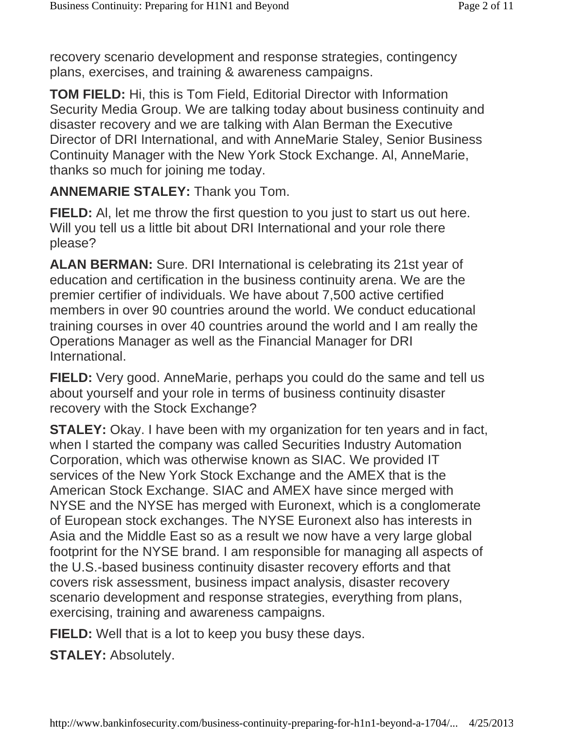recovery scenario development and response strategies, contingency plans, exercises, and training & awareness campaigns.

**TOM FIELD:** Hi, this is Tom Field, Editorial Director with Information Security Media Group. We are talking today about business continuity and disaster recovery and we are talking with Alan Berman the Executive Director of DRI International, and with AnneMarie Staley, Senior Business Continuity Manager with the New York Stock Exchange. Al, AnneMarie, thanks so much for joining me today.

**ANNEMARIE STALEY:** Thank you Tom.

**FIELD:** Al, let me throw the first question to you just to start us out here. Will you tell us a little bit about DRI International and your role there please?

**ALAN BERMAN:** Sure. DRI International is celebrating its 21st year of education and certification in the business continuity arena. We are the premier certifier of individuals. We have about 7,500 active certified members in over 90 countries around the world. We conduct educational training courses in over 40 countries around the world and I am really the Operations Manager as well as the Financial Manager for DRI International.

**FIELD:** Very good. AnneMarie, perhaps you could do the same and tell us about yourself and your role in terms of business continuity disaster recovery with the Stock Exchange?

**STALEY:** Okay. I have been with my organization for ten years and in fact, when I started the company was called Securities Industry Automation Corporation, which was otherwise known as SIAC. We provided IT services of the New York Stock Exchange and the AMEX that is the American Stock Exchange. SIAC and AMEX have since merged with NYSE and the NYSE has merged with Euronext, which is a conglomerate of European stock exchanges. The NYSE Euronext also has interests in Asia and the Middle East so as a result we now have a very large global footprint for the NYSE brand. I am responsible for managing all aspects of the U.S.-based business continuity disaster recovery efforts and that covers risk assessment, business impact analysis, disaster recovery scenario development and response strategies, everything from plans, exercising, training and awareness campaigns.

**FIELD:** Well that is a lot to keep you busy these days.

**STALEY:** Absolutely.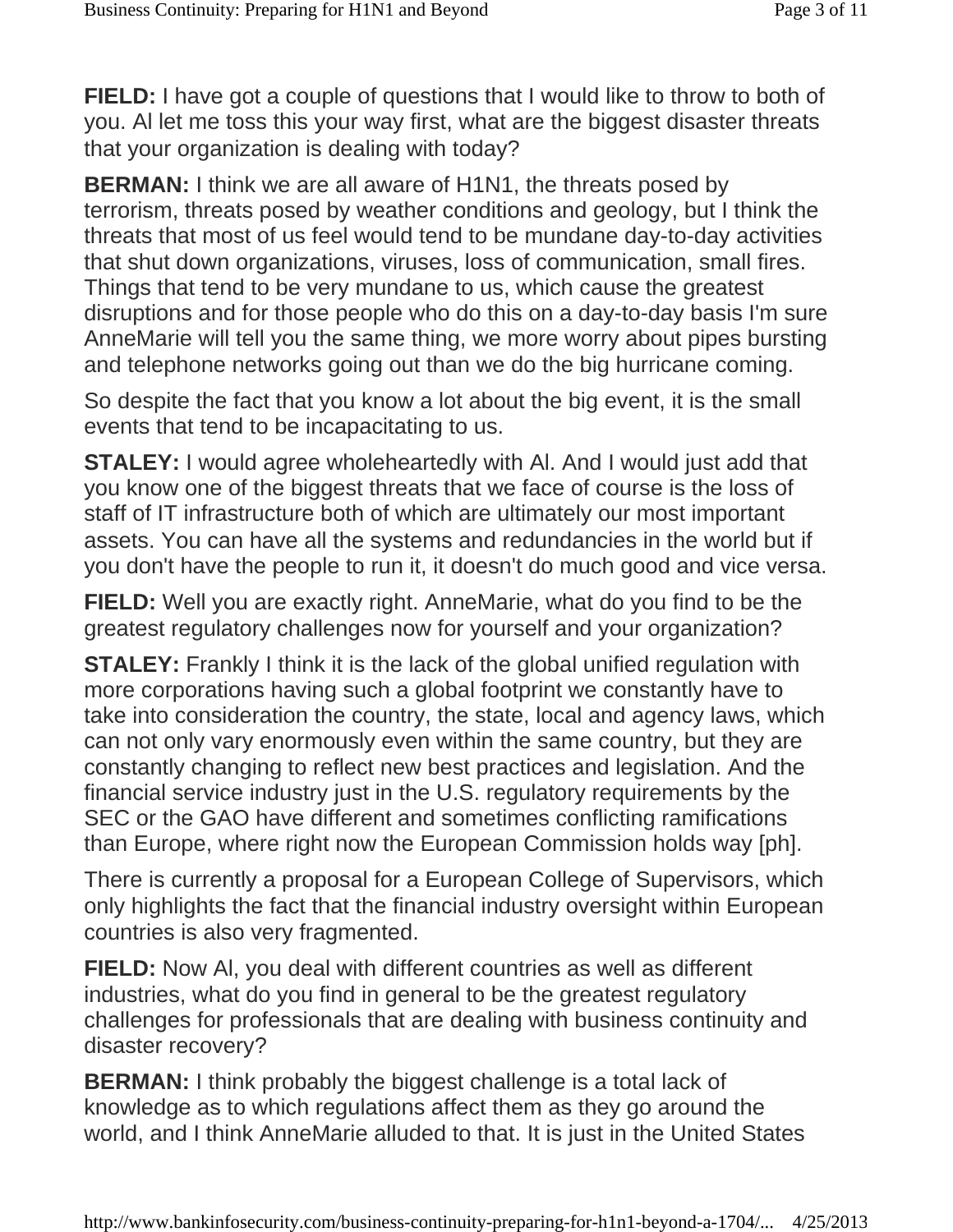**FIELD:** I have got a couple of questions that I would like to throw to both of you. Al let me toss this your way first, what are the biggest disaster threats that your organization is dealing with today?

**BERMAN:** I think we are all aware of H1N1, the threats posed by terrorism, threats posed by weather conditions and geology, but I think the threats that most of us feel would tend to be mundane day-to-day activities that shut down organizations, viruses, loss of communication, small fires. Things that tend to be very mundane to us, which cause the greatest disruptions and for those people who do this on a day-to-day basis I'm sure AnneMarie will tell you the same thing, we more worry about pipes bursting and telephone networks going out than we do the big hurricane coming.

So despite the fact that you know a lot about the big event, it is the small events that tend to be incapacitating to us.

**STALEY:** I would agree wholeheartedly with Al. And I would just add that you know one of the biggest threats that we face of course is the loss of staff of IT infrastructure both of which are ultimately our most important assets. You can have all the systems and redundancies in the world but if you don't have the people to run it, it doesn't do much good and vice versa.

**FIELD:** Well you are exactly right. AnneMarie, what do you find to be the greatest regulatory challenges now for yourself and your organization?

**STALEY:** Frankly I think it is the lack of the global unified regulation with more corporations having such a global footprint we constantly have to take into consideration the country, the state, local and agency laws, which can not only vary enormously even within the same country, but they are constantly changing to reflect new best practices and legislation. And the financial service industry just in the U.S. regulatory requirements by the SEC or the GAO have different and sometimes conflicting ramifications than Europe, where right now the European Commission holds way [ph].

There is currently a proposal for a European College of Supervisors, which only highlights the fact that the financial industry oversight within European countries is also very fragmented.

**FIELD:** Now Al, you deal with different countries as well as different industries, what do you find in general to be the greatest regulatory challenges for professionals that are dealing with business continuity and disaster recovery?

**BERMAN:** I think probably the biggest challenge is a total lack of knowledge as to which regulations affect them as they go around the world, and I think AnneMarie alluded to that. It is just in the United States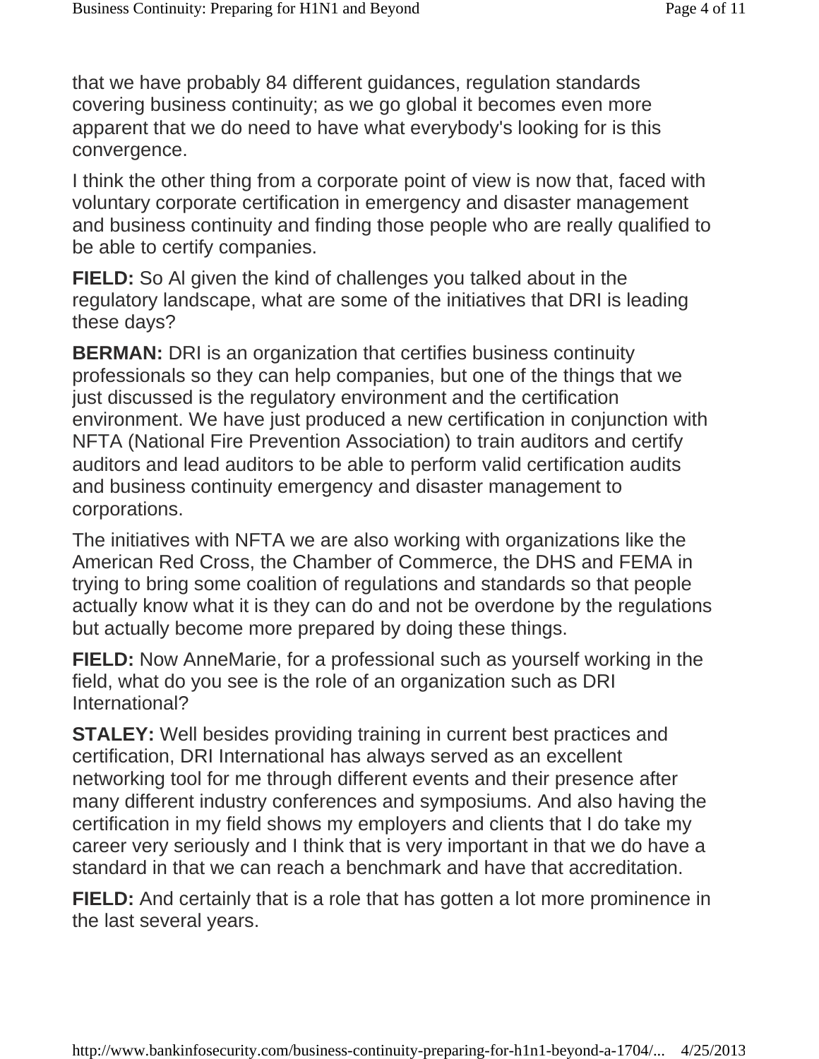that we have probably 84 different guidances, regulation standards covering business continuity; as we go global it becomes even more apparent that we do need to have what everybody's looking for is this convergence.

I think the other thing from a corporate point of view is now that, faced with voluntary corporate certification in emergency and disaster management and business continuity and finding those people who are really qualified to be able to certify companies.

**FIELD:** So Al given the kind of challenges you talked about in the regulatory landscape, what are some of the initiatives that DRI is leading these days?

**BERMAN:** DRI is an organization that certifies business continuity professionals so they can help companies, but one of the things that we just discussed is the regulatory environment and the certification environment. We have just produced a new certification in conjunction with NFTA (National Fire Prevention Association) to train auditors and certify auditors and lead auditors to be able to perform valid certification audits and business continuity emergency and disaster management to corporations.

The initiatives with NFTA we are also working with organizations like the American Red Cross, the Chamber of Commerce, the DHS and FEMA in trying to bring some coalition of regulations and standards so that people actually know what it is they can do and not be overdone by the regulations but actually become more prepared by doing these things.

**FIELD:** Now AnneMarie, for a professional such as yourself working in the field, what do you see is the role of an organization such as DRI International?

**STALEY:** Well besides providing training in current best practices and certification, DRI International has always served as an excellent networking tool for me through different events and their presence after many different industry conferences and symposiums. And also having the certification in my field shows my employers and clients that I do take my career very seriously and I think that is very important in that we do have a standard in that we can reach a benchmark and have that accreditation.

**FIELD:** And certainly that is a role that has gotten a lot more prominence in the last several years.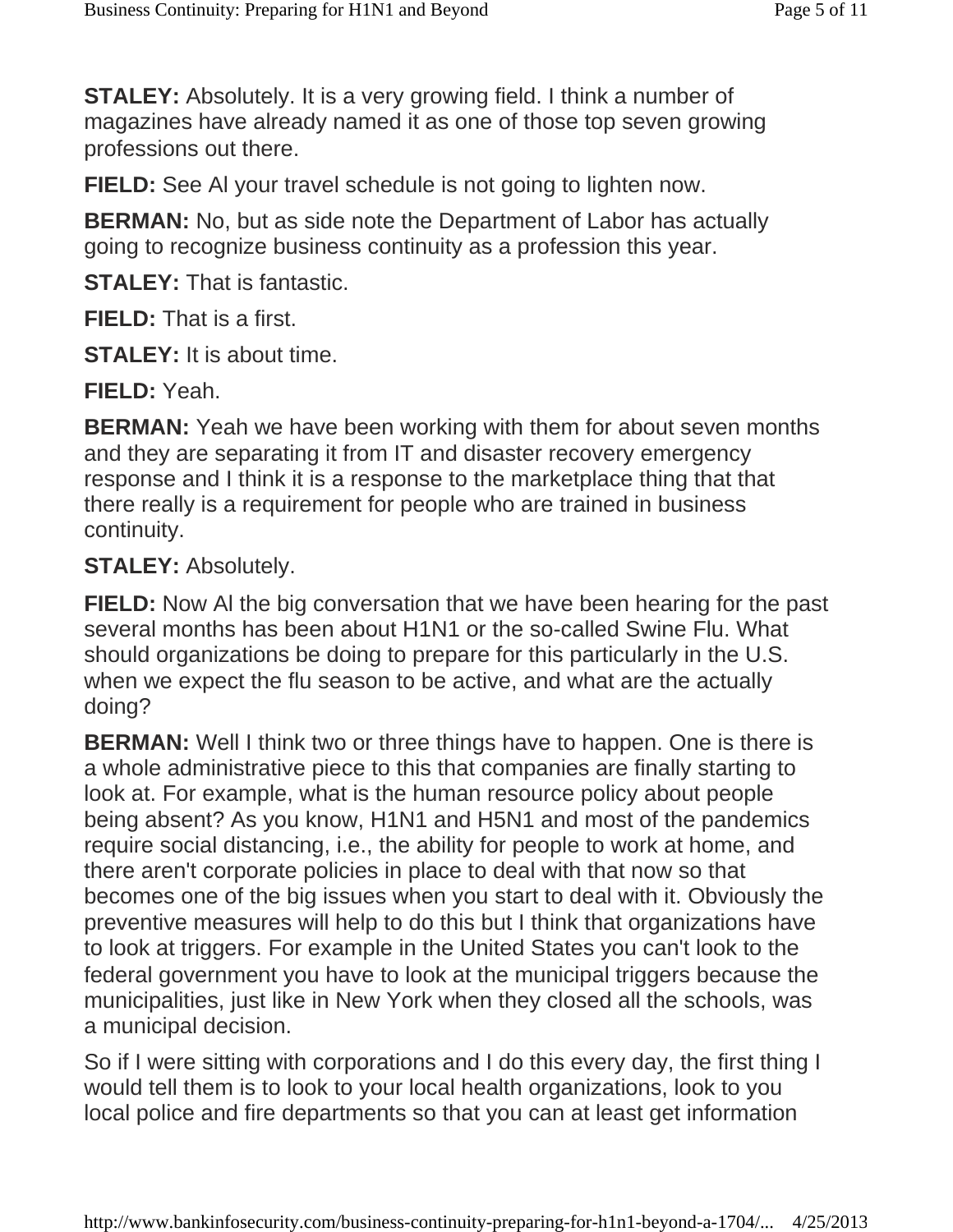**STALEY:** Absolutely. It is a very growing field. I think a number of magazines have already named it as one of those top seven growing professions out there.

**FIELD:** See Al your travel schedule is not going to lighten now.

**BERMAN:** No, but as side note the Department of Labor has actually going to recognize business continuity as a profession this year.

**STALEY:** That is fantastic.

**FIELD:** That is a first.

**STALEY:** It is about time.

**FIELD:** Yeah.

**BERMAN:** Yeah we have been working with them for about seven months and they are separating it from IT and disaster recovery emergency response and I think it is a response to the marketplace thing that that there really is a requirement for people who are trained in business continuity.

**STALEY:** Absolutely.

**FIELD:** Now Al the big conversation that we have been hearing for the past several months has been about H1N1 or the so-called Swine Flu. What should organizations be doing to prepare for this particularly in the U.S. when we expect the flu season to be active, and what are the actually doing?

**BERMAN:** Well I think two or three things have to happen. One is there is a whole administrative piece to this that companies are finally starting to look at. For example, what is the human resource policy about people being absent? As you know, H1N1 and H5N1 and most of the pandemics require social distancing, i.e., the ability for people to work at home, and there aren't corporate policies in place to deal with that now so that becomes one of the big issues when you start to deal with it. Obviously the preventive measures will help to do this but I think that organizations have to look at triggers. For example in the United States you can't look to the federal government you have to look at the municipal triggers because the municipalities, just like in New York when they closed all the schools, was a municipal decision.

So if I were sitting with corporations and I do this every day, the first thing I would tell them is to look to your local health organizations, look to you local police and fire departments so that you can at least get information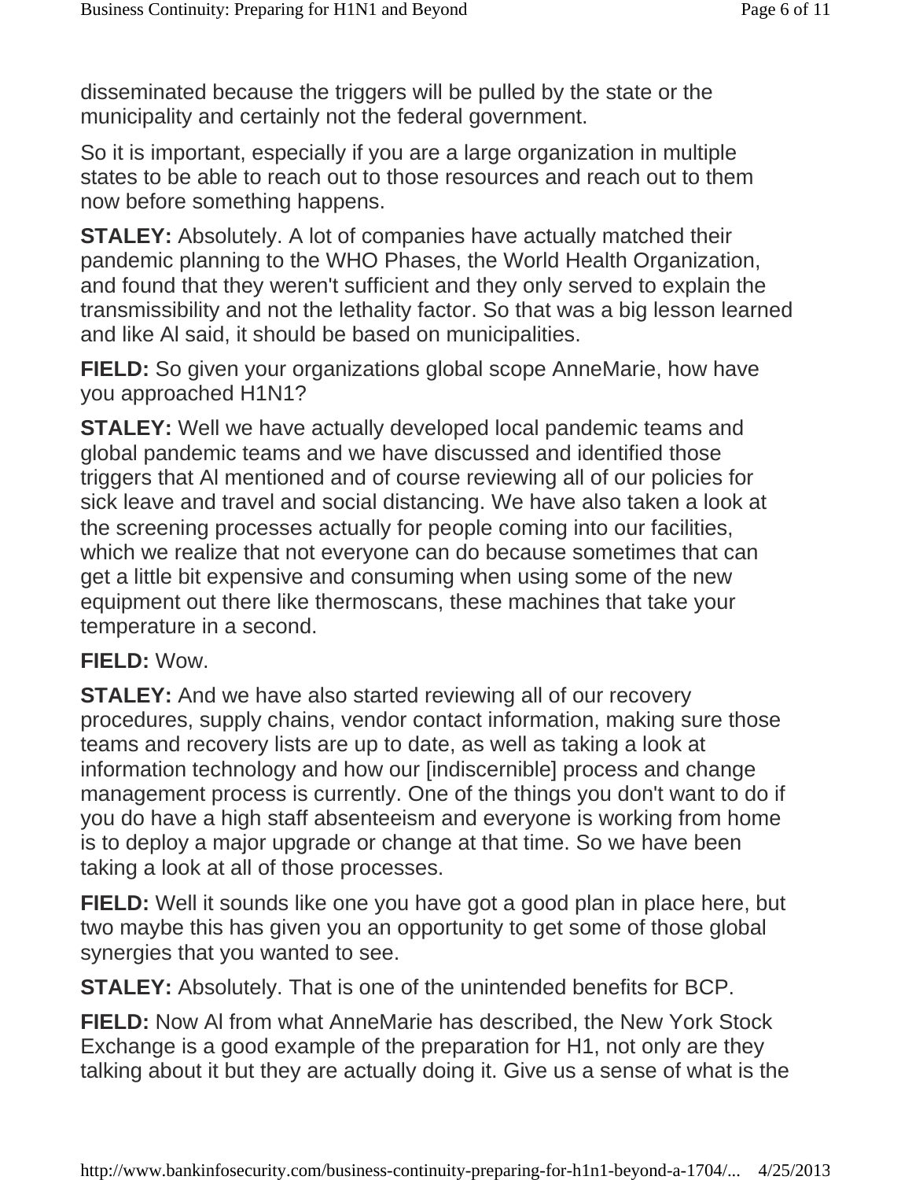disseminated because the triggers will be pulled by the state or the municipality and certainly not the federal government.

So it is important, especially if you are a large organization in multiple states to be able to reach out to those resources and reach out to them now before something happens.

**STALEY:** Absolutely. A lot of companies have actually matched their pandemic planning to the WHO Phases, the World Health Organization, and found that they weren't sufficient and they only served to explain the transmissibility and not the lethality factor. So that was a big lesson learned and like Al said, it should be based on municipalities.

**FIELD:** So given your organizations global scope AnneMarie, how have you approached H1N1?

**STALEY:** Well we have actually developed local pandemic teams and global pandemic teams and we have discussed and identified those triggers that Al mentioned and of course reviewing all of our policies for sick leave and travel and social distancing. We have also taken a look at the screening processes actually for people coming into our facilities, which we realize that not everyone can do because sometimes that can get a little bit expensive and consuming when using some of the new equipment out there like thermoscans, these machines that take your temperature in a second.

**FIELD:** Wow.

**STALEY:** And we have also started reviewing all of our recovery procedures, supply chains, vendor contact information, making sure those teams and recovery lists are up to date, as well as taking a look at information technology and how our [indiscernible] process and change management process is currently. One of the things you don't want to do if you do have a high staff absenteeism and everyone is working from home is to deploy a major upgrade or change at that time. So we have been taking a look at all of those processes.

**FIELD:** Well it sounds like one you have got a good plan in place here, but two maybe this has given you an opportunity to get some of those global synergies that you wanted to see.

**STALEY:** Absolutely. That is one of the unintended benefits for BCP.

**FIELD:** Now Al from what AnneMarie has described, the New York Stock Exchange is a good example of the preparation for H1, not only are they talking about it but they are actually doing it. Give us a sense of what is the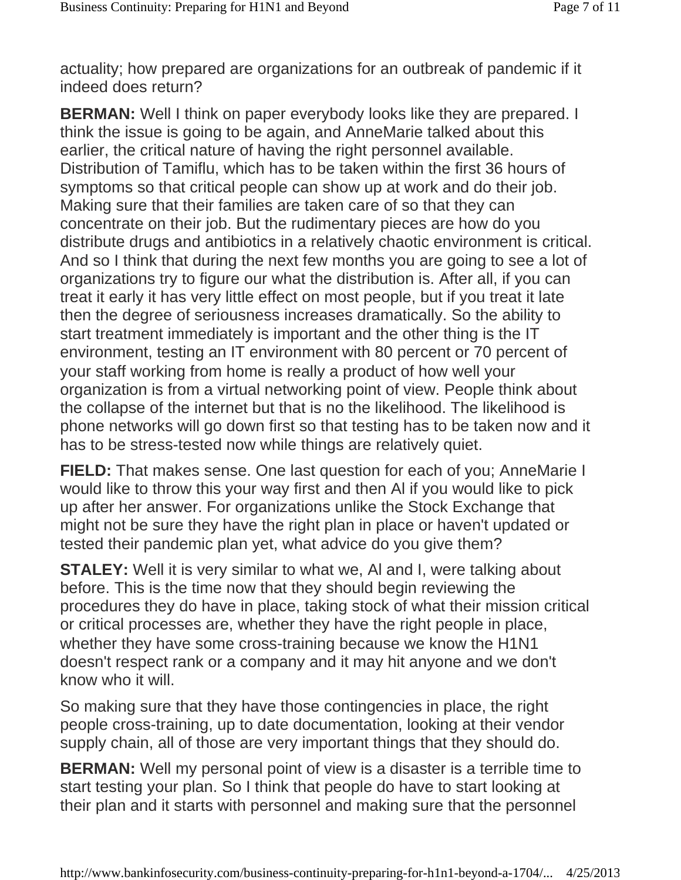actuality; how prepared are organizations for an outbreak of pandemic if it indeed does return?

**BERMAN:** Well I think on paper everybody looks like they are prepared. I think the issue is going to be again, and AnneMarie talked about this earlier, the critical nature of having the right personnel available. Distribution of Tamiflu, which has to be taken within the first 36 hours of symptoms so that critical people can show up at work and do their job. Making sure that their families are taken care of so that they can concentrate on their job. But the rudimentary pieces are how do you distribute drugs and antibiotics in a relatively chaotic environment is critical. And so I think that during the next few months you are going to see a lot of organizations try to figure our what the distribution is. After all, if you can treat it early it has very little effect on most people, but if you treat it late then the degree of seriousness increases dramatically. So the ability to start treatment immediately is important and the other thing is the IT environment, testing an IT environment with 80 percent or 70 percent of your staff working from home is really a product of how well your organization is from a virtual networking point of view. People think about the collapse of the internet but that is no the likelihood. The likelihood is phone networks will go down first so that testing has to be taken now and it has to be stress-tested now while things are relatively quiet.

**FIELD:** That makes sense. One last question for each of you; AnneMarie I would like to throw this your way first and then Al if you would like to pick up after her answer. For organizations unlike the Stock Exchange that might not be sure they have the right plan in place or haven't updated or tested their pandemic plan yet, what advice do you give them?

**STALEY:** Well it is very similar to what we, Al and I, were talking about before. This is the time now that they should begin reviewing the procedures they do have in place, taking stock of what their mission critical or critical processes are, whether they have the right people in place, whether they have some cross-training because we know the H1N1 doesn't respect rank or a company and it may hit anyone and we don't know who it will.

So making sure that they have those contingencies in place, the right people cross-training, up to date documentation, looking at their vendor supply chain, all of those are very important things that they should do.

**BERMAN:** Well my personal point of view is a disaster is a terrible time to start testing your plan. So I think that people do have to start looking at their plan and it starts with personnel and making sure that the personnel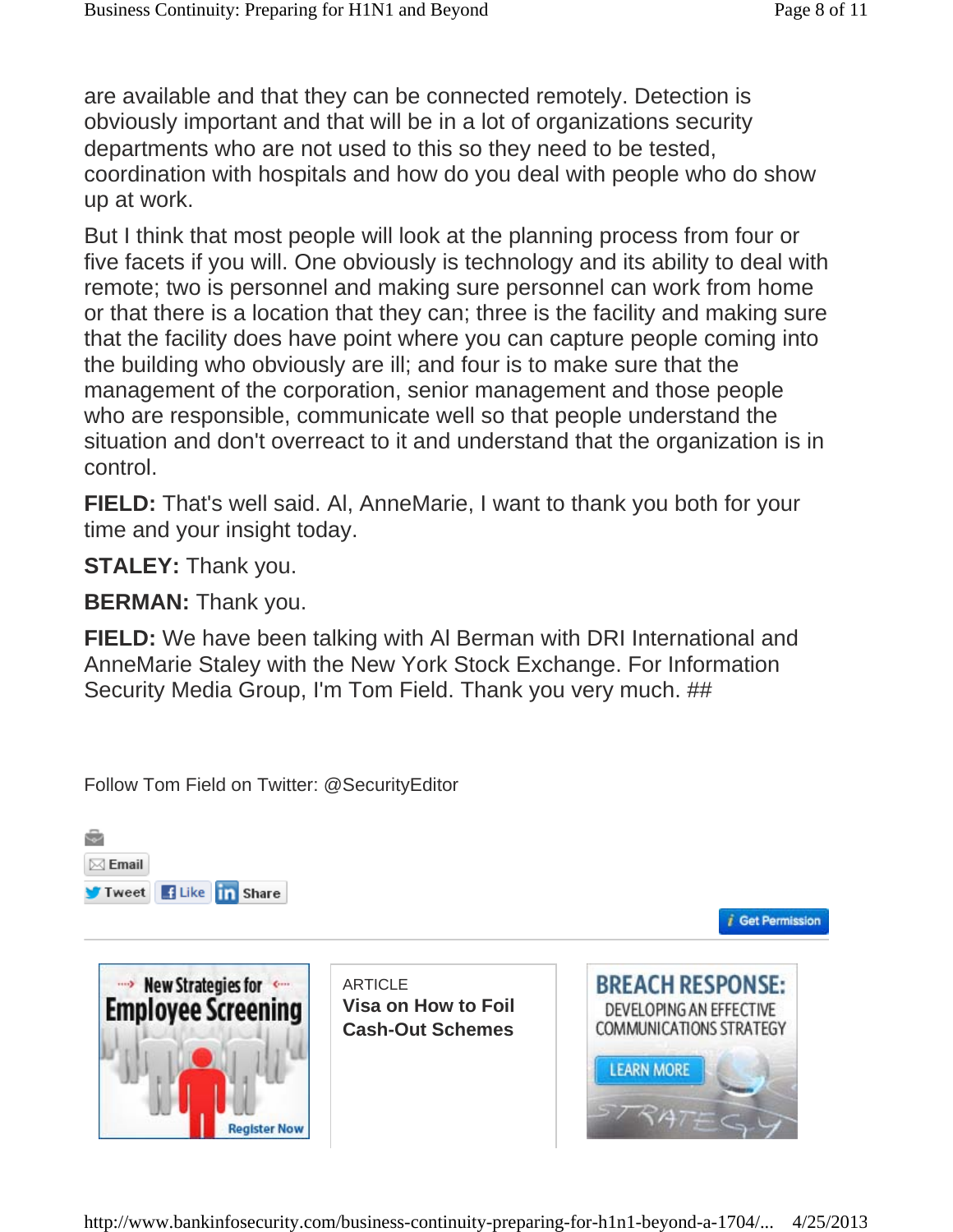are available and that they can be connected remotely. Detection is obviously important and that will be in a lot of organizations security departments who are not used to this so they need to be tested, coordination with hospitals and how do you deal with people who do show up at work.

But I think that most people will look at the planning process from four or five facets if you will. One obviously is technology and its ability to deal with remote; two is personnel and making sure personnel can work from home or that there is a location that they can; three is the facility and making sure that the facility does have point where you can capture people coming into the building who obviously are ill; and four is to make sure that the management of the corporation, senior management and those people who are responsible, communicate well so that people understand the situation and don't overreact to it and understand that the organization is in control.

**FIELD:** That's well said. Al, AnneMarie, I want to thank you both for your time and your insight today.

**STALEY:** Thank you.

**BERMAN:** Thank you.

**FIELD:** We have been talking with Al Berman with DRI International and AnneMarie Staley with the New York Stock Exchange. For Information Security Media Group, I'm Tom Field. Thank you very much. ##

Follow Tom Field on Twitter: @SecurityEditor

Email

Tweet Like Share

Get Permission

New Strategies for Employee Screening

Register Now

ARTICLE

**Visa on How to Foil Cash-Out Schemes**

BREACH RESPONSE: DEVELOPING AN EFFECTIVE COMMUNICATIONS STRATEGY

LEARN MORE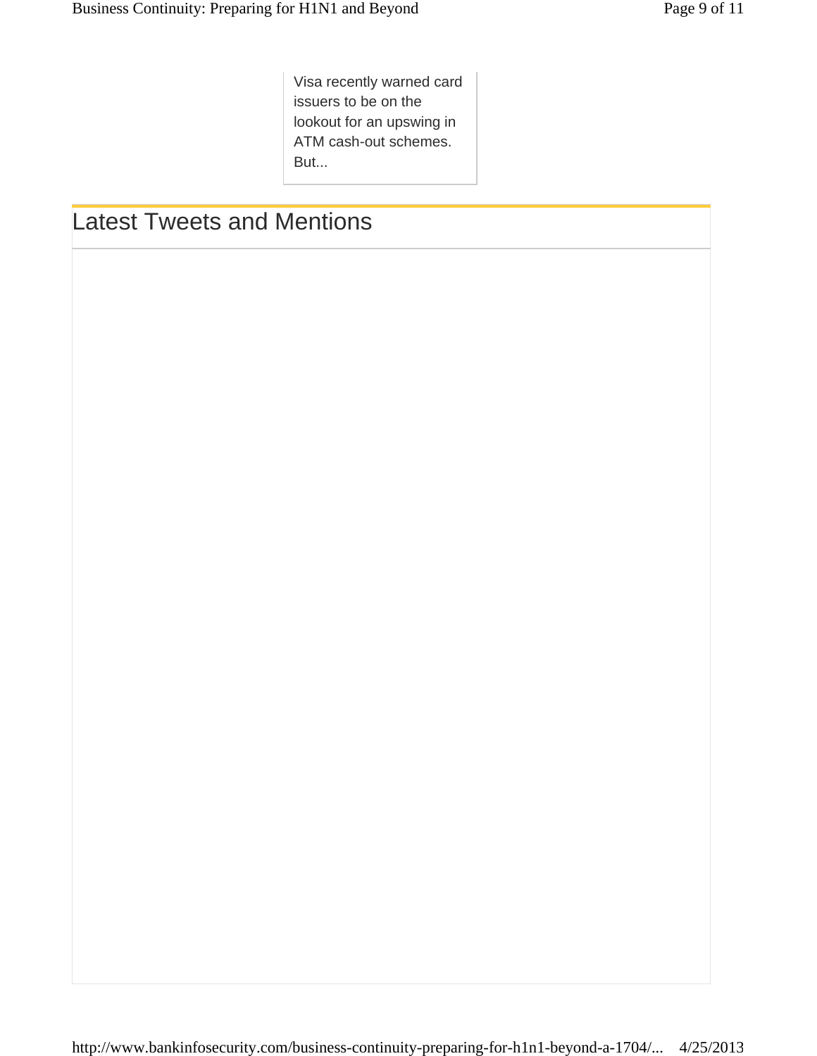Visa recently warned card issuers to be on the lookout for an upswing in ATM cash-out schemes. But...

## Latest Tweets and Mentions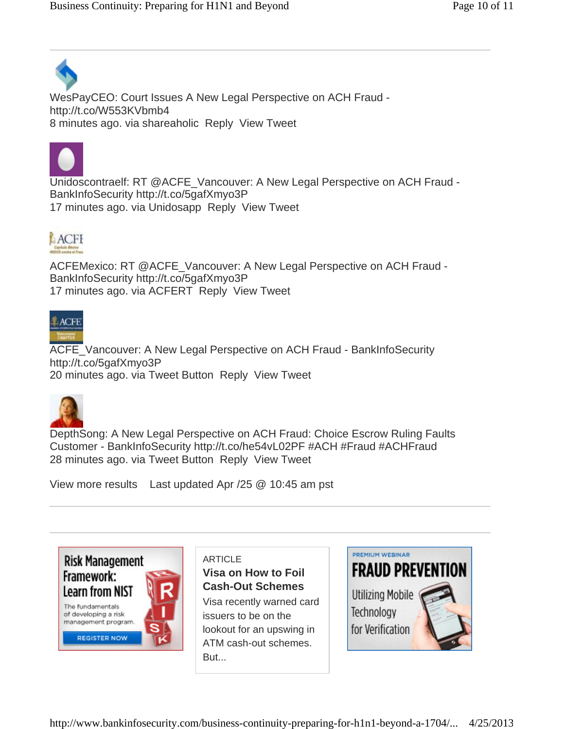WesPayCEO: Court Issues A New Legal Perspective on ACH Fraud - http://t.co/W553KVbmb4
8 minutes ago. via shareaholic Reply View Tweet

Unidoscontraelf: RT @ACFE_Vancouver: A New Legal Perspective on ACH Fraud - BankInfoSecurity http://t.co/5gafXmyo3P
17 minutes ago. via Unidosapp Reply View Tweet

ACFEMexico: RT @ACFE_Vancouver: A New Legal Perspective on ACH Fraud - BankInfoSecurity http://t.co/5gafXmyo3P
17 minutes ago. via ACFERT Reply View Tweet

ACFE_Vancouver: A New Legal Perspective on ACH Fraud - BankInfoSecurity http://t.co/5gafXmyo3P
20 minutes ago. via Tweet Button Reply View Tweet

DepthSong: A New Legal Perspective on ACH Fraud: Choice Escrow Ruling Faults Customer - BankInfoSecurity http://t.co/he54vL02PF #ACH #Fraud #ACHFraud
28 minutes ago. via Tweet Button Reply View Tweet

View more results Last updated Apr /25 @ 10:45 am pst

---

Risk Management Framework: Learn from NIST
The fundamentals of developing a risk management program.
REGISTER NOW

ARTICLE

**Visa on How to Foil Cash-Out Schemes**

Visa recently warned card issuers to be on the lookout for an upswing in ATM cash-out schemes. But...

PREMIUM WEBINAR
FRAUD PREVENTION
Utilizing Mobile Technology for Verification